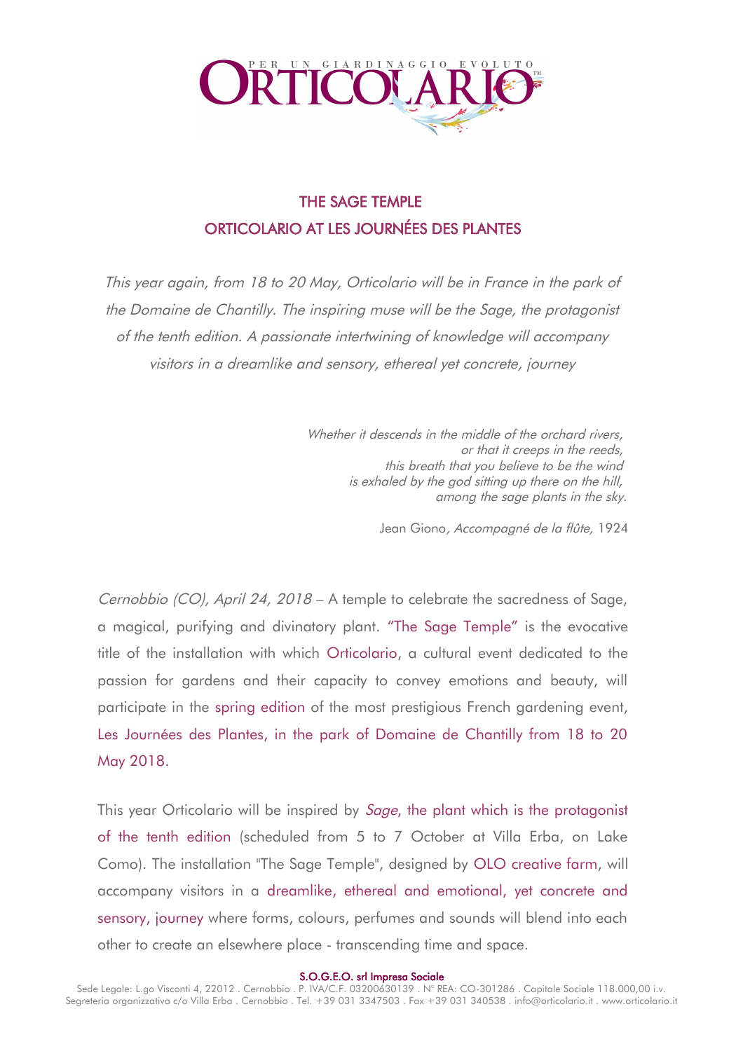# THE SAGE TEMPLE
# ORTICOLARIO AT LES JOURNÉES DES PLANTES

*This year again, from 18 to 20 May, Orticolario will be in France in the park of the Domaine de Chantilly. The inspiring muse will be the Sage, the protagonist of the tenth edition. A passionate intertwining of knowledge will accompany visitors in a dreamlike and sensory, ethereal yet concrete, journey*

*Whether it descends in the middle of the orchard rivers,*
*or that it creeps in the reeds,*
*this breath that you believe to be the wind*
*is exhaled by the god sitting up there on the hill,*
*among the sage plants in the sky.*

Jean Giono*, Accompagné de la flûte,* 1924

*Cernobbio (CO), April 24, 2018* – A temple to celebrate the sacredness of Sage, a magical, purifying and divinatory plant. "The Sage Temple" is the evocative title of the installation with which Orticolario, a cultural event dedicated to the passion for gardens and their capacity to convey emotions and beauty, will participate in the spring edition of the most prestigious French gardening event, Les Journées des Plantes, in the park of Domaine de Chantilly from 18 to 20 May 2018.

This year Orticolario will be inspired by *Sage*, the plant which is the protagonist of the tenth edition (scheduled from 5 to 7 October at Villa Erba, on Lake Como). The installation "The Sage Temple", designed by OLO creative farm, will accompany visitors in a dreamlike, ethereal and emotional, yet concrete and sensory, journey where forms, colours, perfumes and sounds will blend into each other to create an elsewhere place - transcending time and space.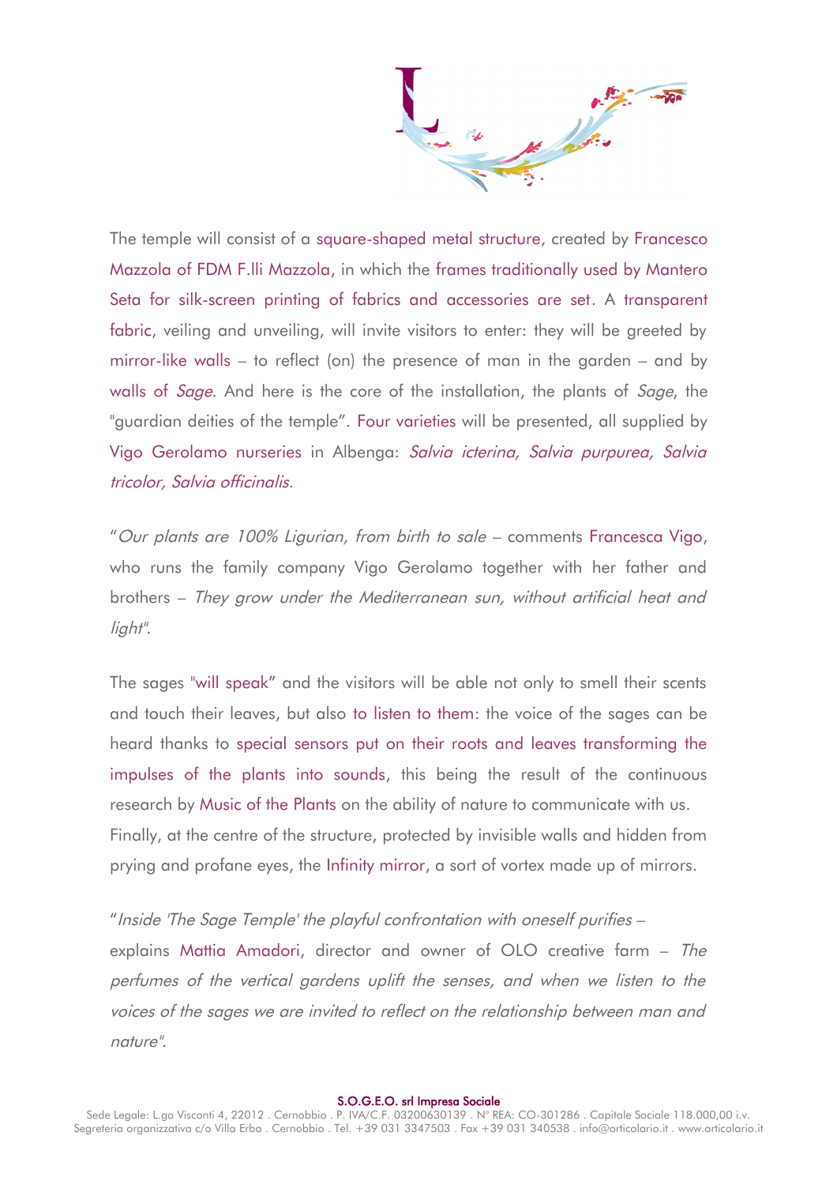The temple will consist of a square-shaped metal structure, created by Francesco Mazzola of FDM F.lli Mazzola, in which the frames traditionally used by Mantero Seta for silk-screen printing of fabrics and accessories are set. A transparent fabric, veiling and unveiling, will invite visitors to enter: they will be greeted by mirror-like walls – to reflect (on) the presence of man in the garden – and by walls of *Sage*. And here is the core of the installation, the plants of *Sage*, the "guardian deities of the temple". Four varieties will be presented, all supplied by Vigo Gerolamo nurseries in Albenga: *Salvia icterina, Salvia purpurea, Salvia tricolor, Salvia officinalis*.

"*Our plants are 100% Ligurian, from birth to sale* – comments Francesca Vigo, who runs the family company Vigo Gerolamo together with her father and brothers – *They grow under the Mediterranean sun, without artificial heat and light*".

The sages "will speak" and the visitors will be able not only to smell their scents and touch their leaves, but also to listen to them: the voice of the sages can be heard thanks to special sensors put on their roots and leaves transforming the impulses of the plants into sounds, this being the result of the continuous research by Music of the Plants on the ability of nature to communicate with us. Finally, at the centre of the structure, protected by invisible walls and hidden from prying and profane eyes, the Infinity mirror, a sort of vortex made up of mirrors.

"*Inside 'The Sage Temple' the playful confrontation with oneself purifies* – explains Mattia Amadori, director and owner of OLO creative farm – *The perfumes of the vertical gardens uplift the senses, and when we listen to the voices of the sages we are invited to reflect on the relationship between man and nature*".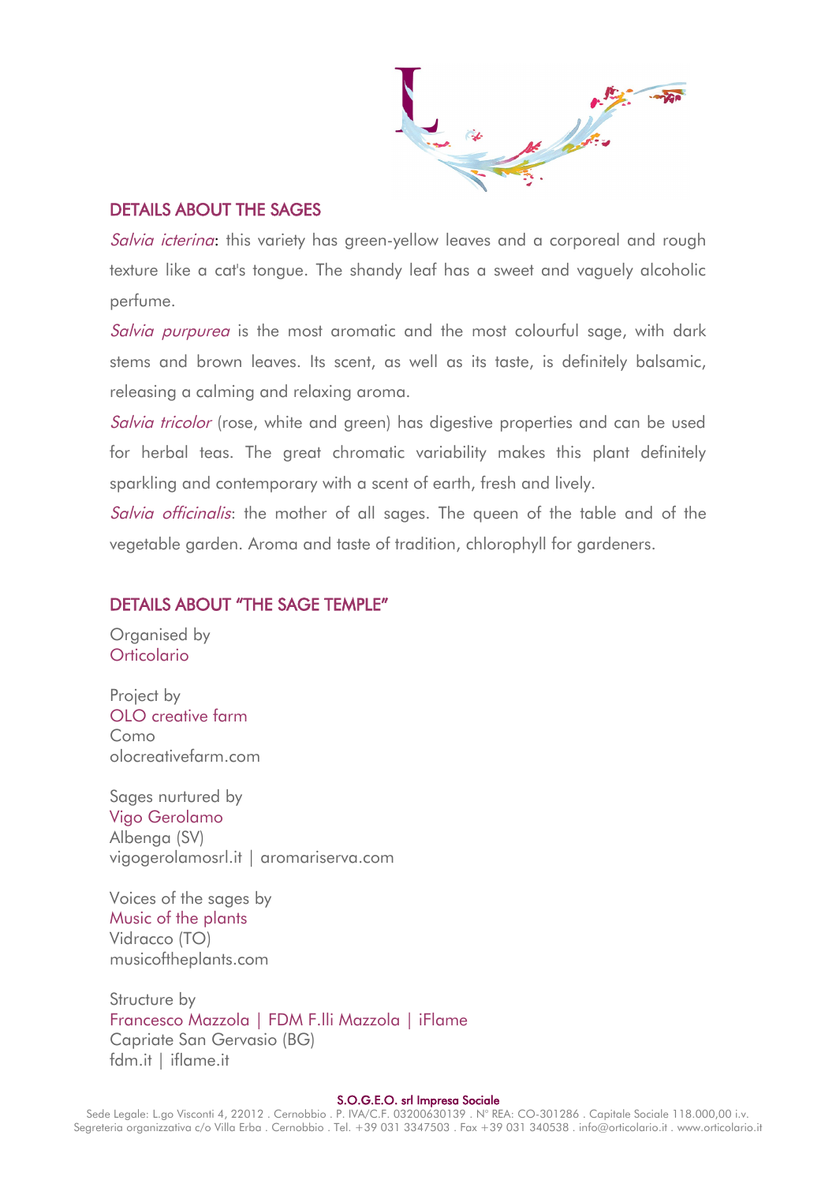## DETAILS ABOUT THE SAGES

*Salvia icterina*: this variety has green-yellow leaves and a corporeal and rough texture like a cat's tongue. The shandy leaf has a sweet and vaguely alcoholic perfume.

*Salvia purpurea* is the most aromatic and the most colourful sage, with dark stems and brown leaves. Its scent, as well as its taste, is definitely balsamic, releasing a calming and relaxing aroma.

*Salvia tricolor* (rose, white and green) has digestive properties and can be used for herbal teas. The great chromatic variability makes this plant definitely sparkling and contemporary with a scent of earth, fresh and lively.

*Salvia officinalis*: the mother of all sages. The queen of the table and of the vegetable garden. Aroma and taste of tradition, chlorophyll for gardeners.

## DETAILS ABOUT "THE SAGE TEMPLE"

Organised by
Orticolario

Project by
OLO creative farm
Como
olocreativefarm.com

Sages nurtured by
Vigo Gerolamo
Albenga (SV)
vigogerolamosrl.it | aromariserva.com

Voices of the sages by
Music of the plants
Vidracco (TO)
musicoftheplants.com

Structure by
Francesco Mazzola | FDM F.lli Mazzola | iFlame
Capriate San Gervasio (BG)
fdm.it | iflame.it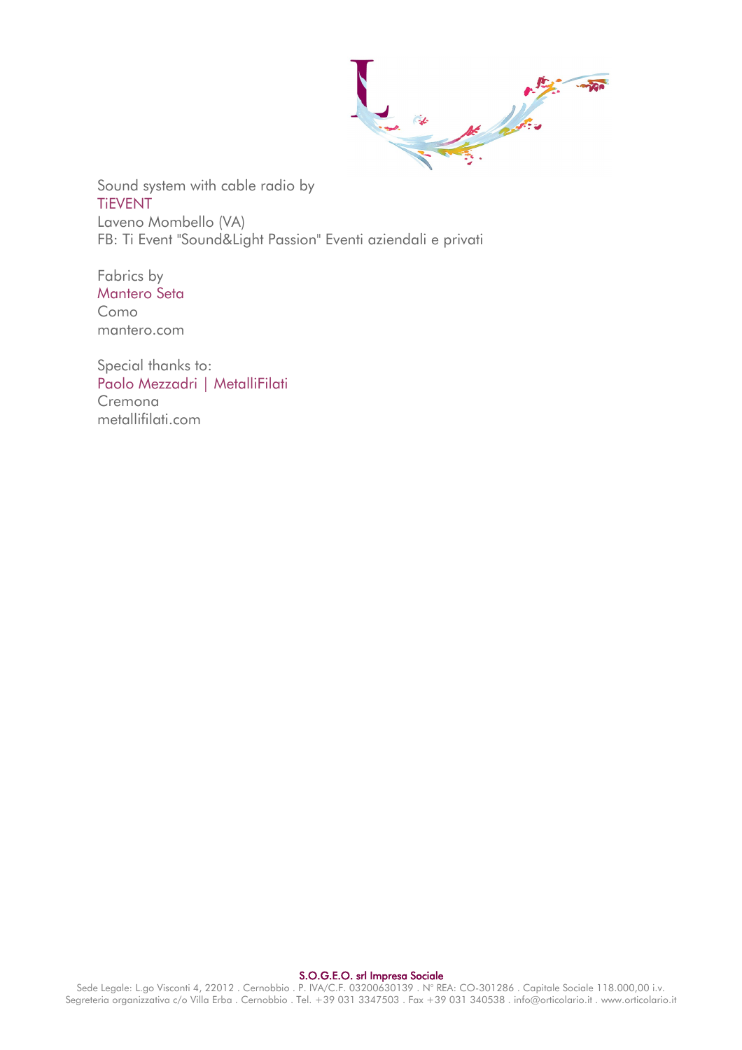Sound system with cable radio by
TiEVENT
Laveno Mombello (VA)
FB: Ti Event "Sound&Light Passion" Eventi aziendali e privati

Fabrics by
Mantero Seta
Como
mantero.com

Special thanks to:
Paolo Mezzadri | MetalliFilati
Cremona
metallifilati.com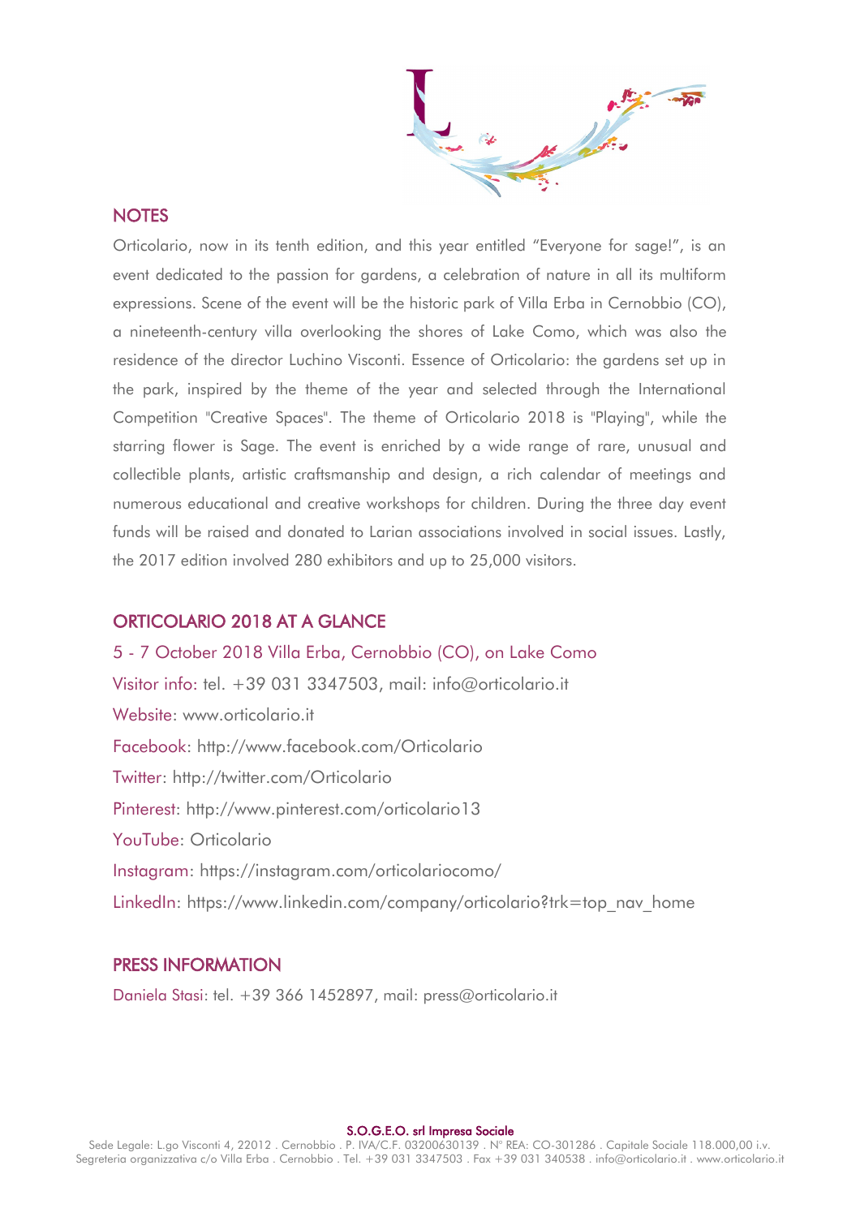## NOTES

Orticolario, now in its tenth edition, and this year entitled "Everyone for sage!", is an event dedicated to the passion for gardens, a celebration of nature in all its multiform expressions. Scene of the event will be the historic park of Villa Erba in Cernobbio (CO), a nineteenth-century villa overlooking the shores of Lake Como, which was also the residence of the director Luchino Visconti. Essence of Orticolario: the gardens set up in the park, inspired by the theme of the year and selected through the International Competition "Creative Spaces". The theme of Orticolario 2018 is "Playing", while the starring flower is Sage. The event is enriched by a wide range of rare, unusual and collectible plants, artistic craftsmanship and design, a rich calendar of meetings and numerous educational and creative workshops for children. During the three day event funds will be raised and donated to Larian associations involved in social issues. Lastly, the 2017 edition involved 280 exhibitors and up to 25,000 visitors.

## ORTICOLARIO 2018 AT A GLANCE

5 - 7 October 2018 Villa Erba, Cernobbio (CO), on Lake Como

Visitor info: tel. +39 031 3347503, mail: info@orticolario.it

Website: www.orticolario.it

Facebook: http://www.facebook.com/Orticolario

Twitter: http://twitter.com/Orticolario

Pinterest: http://www.pinterest.com/orticolario13

YouTube: Orticolario

Instagram: https://instagram.com/orticolariocomo/

LinkedIn: https://www.linkedin.com/company/orticolario?trk=top_nav_home

## PRESS INFORMATION

Daniela Stasi: tel. +39 366 1452897, mail: press@orticolario.it

S.O.G.E.O. srl Impresa Sociale

Sede Legale: L.go Visconti 4, 22012 . Cernobbio . P. IVA/C.F. 03200630139 . N° REA: CO-301286 . Capitale Sociale 118.000,00 i.v.
Segreteria organizzativa c/o Villa Erba . Cernobbio . Tel. +39 031 3347503 . Fax +39 031 340538 . info@orticolario.it . www.orticolario.it